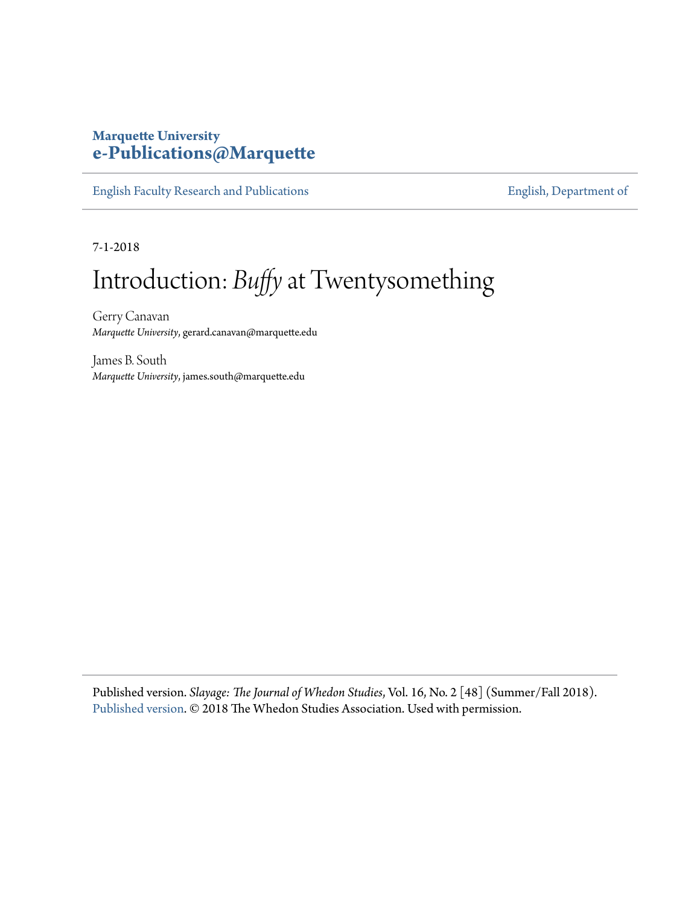**Marquette University**
**e-Publications@Marquette**

English Faculty Research and Publications | English, Department of

7-1-2018

# Introduction: *Buffy* at Twentysomething

Gerry Canavan
*Marquette University*, gerard.canavan@marquette.edu

James B. South
*Marquette University*, james.south@marquette.edu

Published version. *Slayage: The Journal of Whedon Studies*, Vol. 16, No. 2 [48] (Summer/Fall 2018). Published version. © 2018 The Whedon Studies Association. Used with permission.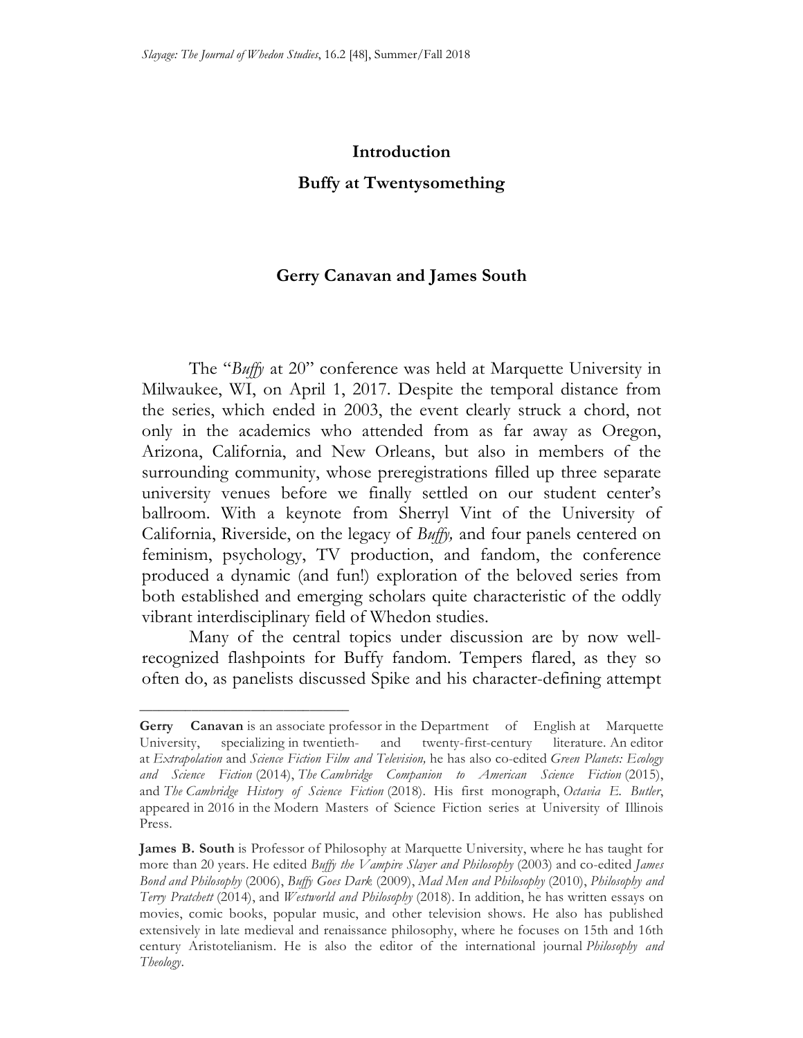# Introduction

# Buffy at Twentysomething

## Gerry Canavan and James South

The "*Buffy* at 20" conference was held at Marquette University in Milwaukee, WI, on April 1, 2017. Despite the temporal distance from the series, which ended in 2003, the event clearly struck a chord, not only in the academics who attended from as far away as Oregon, Arizona, California, and New Orleans, but also in members of the surrounding community, whose preregistrations filled up three separate university venues before we finally settled on our student center's ballroom. With a keynote from Sherryl Vint of the University of California, Riverside, on the legacy of *Buffy,* and four panels centered on feminism, psychology, TV production, and fandom, the conference produced a dynamic (and fun!) exploration of the beloved series from both established and emerging scholars quite characteristic of the oddly vibrant interdisciplinary field of Whedon studies.

Many of the central topics under discussion are by now well-recognized flashpoints for Buffy fandom. Tempers flared, as they so often do, as panelists discussed Spike and his character-defining attempt

---

**Gerry Canavan** is an associate professor in the Department of English at Marquette University, specializing in twentieth- and twenty-first-century literature. An editor at *Extrapolation* and *Science Fiction Film and Television,* he has also co-edited *Green Planets: Ecology and Science Fiction* (2014), *The Cambridge Companion to American Science Fiction* (2015), and *The Cambridge History of Science Fiction* (2018). His first monograph, *Octavia E. Butler*, appeared in 2016 in the Modern Masters of Science Fiction series at University of Illinois Press.

**James B. South** is Professor of Philosophy at Marquette University, where he has taught for more than 20 years. He edited *Buffy the Vampire Slayer and Philosophy* (2003) and co-edited *James Bond and Philosophy* (2006), *Buffy Goes Dark* (2009), *Mad Men and Philosophy* (2010), *Philosophy and Terry Pratchett* (2014), and *Westworld and Philosophy* (2018). In addition, he has written essays on movies, comic books, popular music, and other television shows. He also has published extensively in late medieval and renaissance philosophy, where he focuses on 15th and 16th century Aristotelianism. He is also the editor of the international journal *Philosophy and Theology*.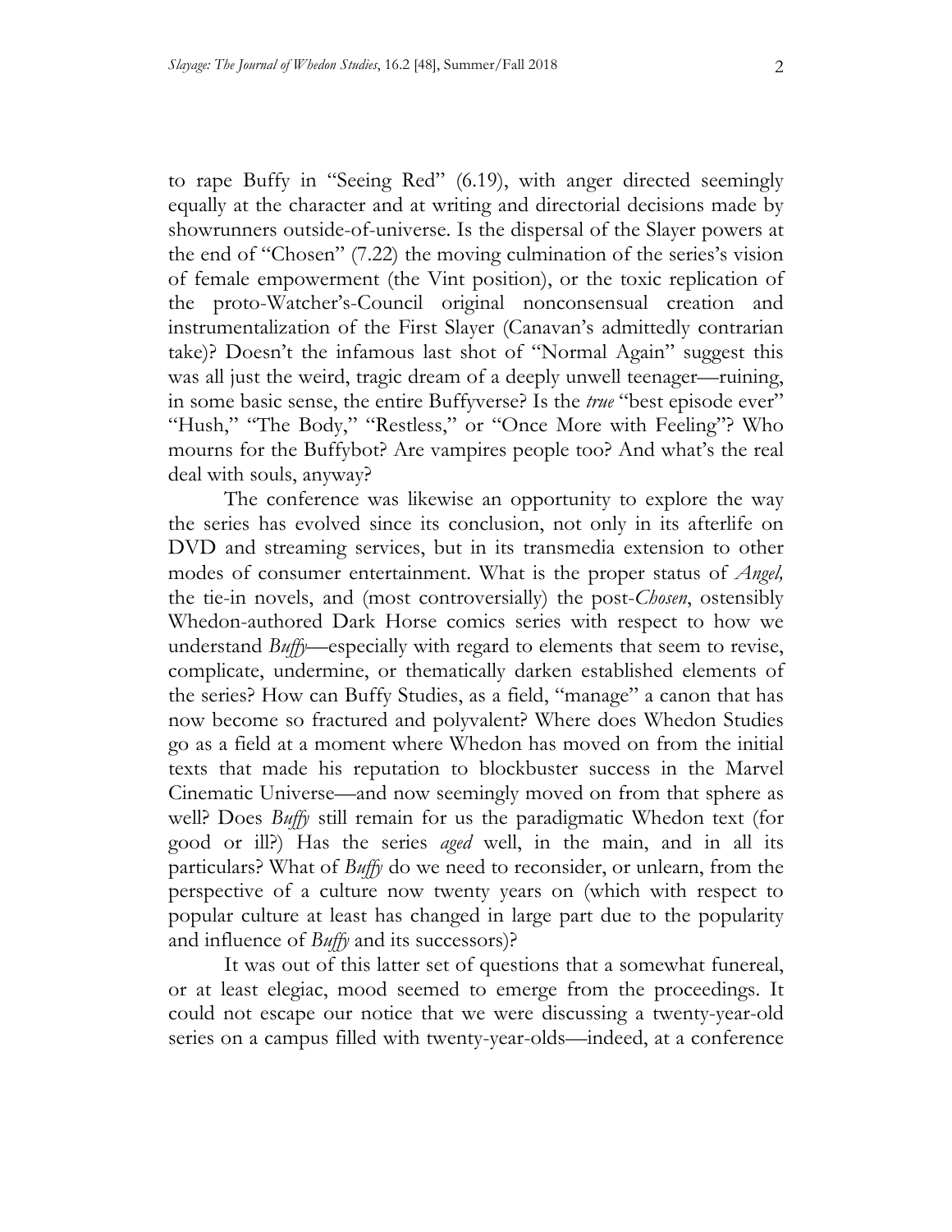to rape Buffy in "Seeing Red" (6.19), with anger directed seemingly equally at the character and at writing and directorial decisions made by showrunners outside-of-universe. Is the dispersal of the Slayer powers at the end of "Chosen" (7.22) the moving culmination of the series's vision of female empowerment (the Vint position), or the toxic replication of the proto-Watcher's-Council original nonconsensual creation and instrumentalization of the First Slayer (Canavan's admittedly contrarian take)? Doesn't the infamous last shot of "Normal Again" suggest this was all just the weird, tragic dream of a deeply unwell teenager—ruining, in some basic sense, the entire Buffyverse? Is the *true* "best episode ever" "Hush," "The Body," "Restless," or "Once More with Feeling"? Who mourns for the Buffybot? Are vampires people too? And what's the real deal with souls, anyway?

The conference was likewise an opportunity to explore the way the series has evolved since its conclusion, not only in its afterlife on DVD and streaming services, but in its transmedia extension to other modes of consumer entertainment. What is the proper status of *Angel,* the tie-in novels, and (most controversially) the post-*Chosen*, ostensibly Whedon-authored Dark Horse comics series with respect to how we understand *Buffy*—especially with regard to elements that seem to revise, complicate, undermine, or thematically darken established elements of the series? How can Buffy Studies, as a field, "manage" a canon that has now become so fractured and polyvalent? Where does Whedon Studies go as a field at a moment where Whedon has moved on from the initial texts that made his reputation to blockbuster success in the Marvel Cinematic Universe—and now seemingly moved on from that sphere as well? Does *Buffy* still remain for us the paradigmatic Whedon text (for good or ill?) Has the series *aged* well, in the main, and in all its particulars? What of *Buffy* do we need to reconsider, or unlearn, from the perspective of a culture now twenty years on (which with respect to popular culture at least has changed in large part due to the popularity and influence of *Buffy* and its successors)?

It was out of this latter set of questions that a somewhat funereal, or at least elegiac, mood seemed to emerge from the proceedings. It could not escape our notice that we were discussing a twenty-year-old series on a campus filled with twenty-year-olds—indeed, at a conference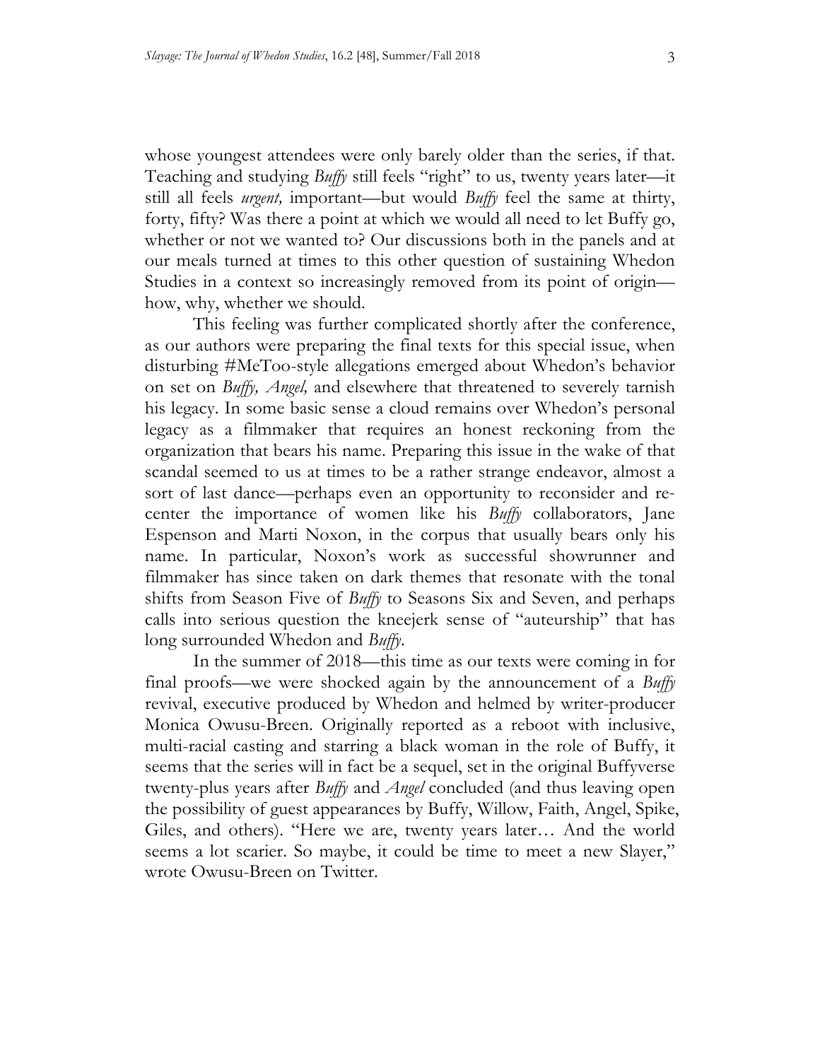whose youngest attendees were only barely older than the series, if that. Teaching and studying *Buffy* still feels "right" to us, twenty years later—it still all feels *urgent,* important—but would *Buffy* feel the same at thirty, forty, fifty? Was there a point at which we would all need to let Buffy go, whether or not we wanted to? Our discussions both in the panels and at our meals turned at times to this other question of sustaining Whedon Studies in a context so increasingly removed from its point of origin—how, why, whether we should.

This feeling was further complicated shortly after the conference, as our authors were preparing the final texts for this special issue, when disturbing #MeToo-style allegations emerged about Whedon's behavior on set on *Buffy, Angel,* and elsewhere that threatened to severely tarnish his legacy. In some basic sense a cloud remains over Whedon's personal legacy as a filmmaker that requires an honest reckoning from the organization that bears his name. Preparing this issue in the wake of that scandal seemed to us at times to be a rather strange endeavor, almost a sort of last dance—perhaps even an opportunity to reconsider and re-center the importance of women like his *Buffy* collaborators, Jane Espenson and Marti Noxon, in the corpus that usually bears only his name. In particular, Noxon's work as successful showrunner and filmmaker has since taken on dark themes that resonate with the tonal shifts from Season Five of *Buffy* to Seasons Six and Seven, and perhaps calls into serious question the kneejerk sense of "auteurship" that has long surrounded Whedon and *Buffy*.

In the summer of 2018—this time as our texts were coming in for final proofs—we were shocked again by the announcement of a *Buffy* revival, executive produced by Whedon and helmed by writer-producer Monica Owusu-Breen. Originally reported as a reboot with inclusive, multi-racial casting and starring a black woman in the role of Buffy, it seems that the series will in fact be a sequel, set in the original Buffyverse twenty-plus years after *Buffy* and *Angel* concluded (and thus leaving open the possibility of guest appearances by Buffy, Willow, Faith, Angel, Spike, Giles, and others). "Here we are, twenty years later… And the world seems a lot scarier. So maybe, it could be time to meet a new Slayer," wrote Owusu-Breen on Twitter.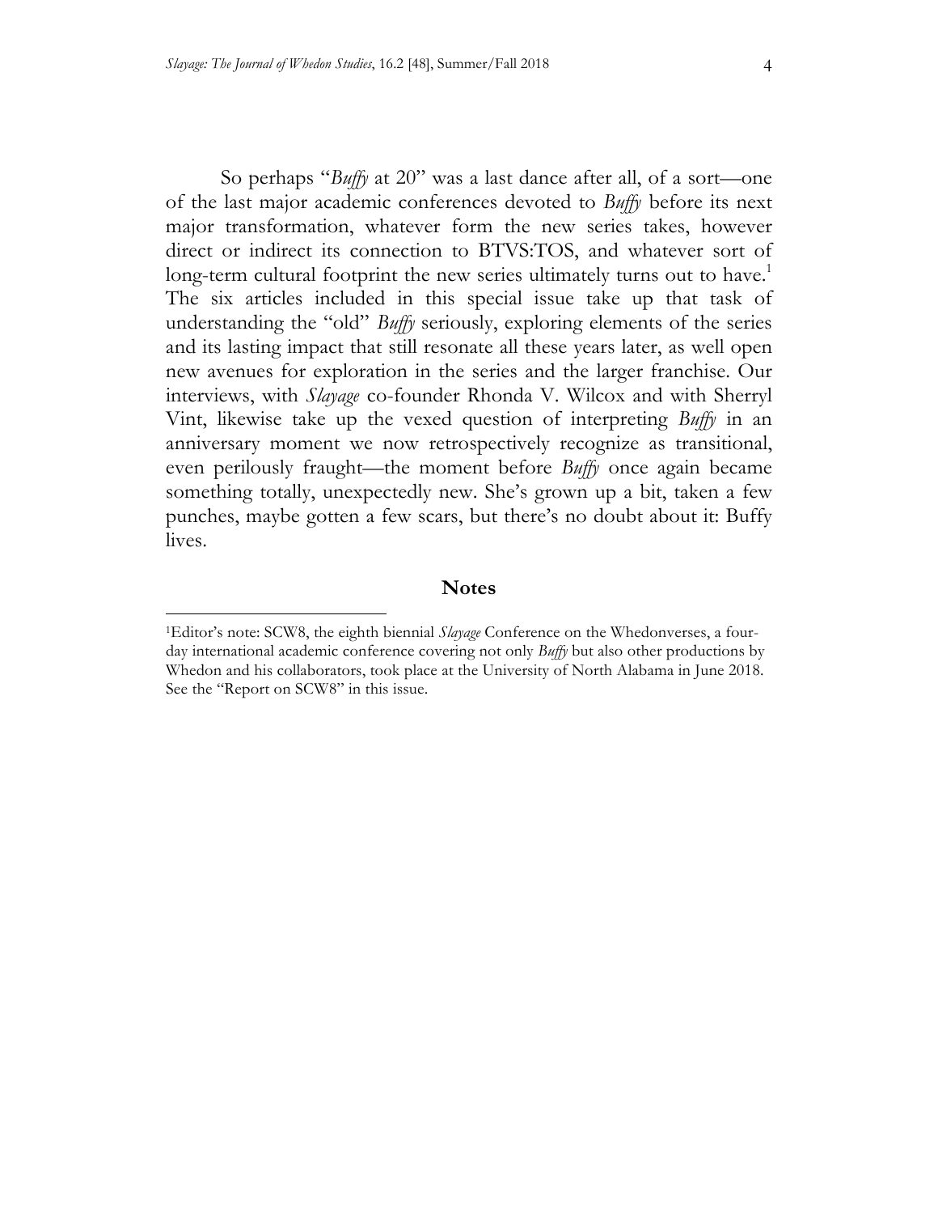So perhaps "*Buffy* at 20" was a last dance after all, of a sort—one of the last major academic conferences devoted to *Buffy* before its next major transformation, whatever form the new series takes, however direct or indirect its connection to BTVS:TOS, and whatever sort of long-term cultural footprint the new series ultimately turns out to have.[1] The six articles included in this special issue take up that task of understanding the "old" *Buffy* seriously, exploring elements of the series and its lasting impact that still resonate all these years later, as well open new avenues for exploration in the series and the larger franchise. Our interviews, with *Slayage* co-founder Rhonda V. Wilcox and with Sherryl Vint, likewise take up the vexed question of interpreting *Buffy* in an anniversary moment we now retrospectively recognize as transitional, even perilously fraught—the moment before *Buffy* once again became something totally, unexpectedly new. She's grown up a bit, taken a few punches, maybe gotten a few scars, but there's no doubt about it: Buffy lives.

## Notes

[1]Editor's note: SCW8, the eighth biennial *Slayage* Conference on the Whedonverses, a four-day international academic conference covering not only *Buffy* but also other productions by Whedon and his collaborators, took place at the University of North Alabama in June 2018. See the "Report on SCW8" in this issue.